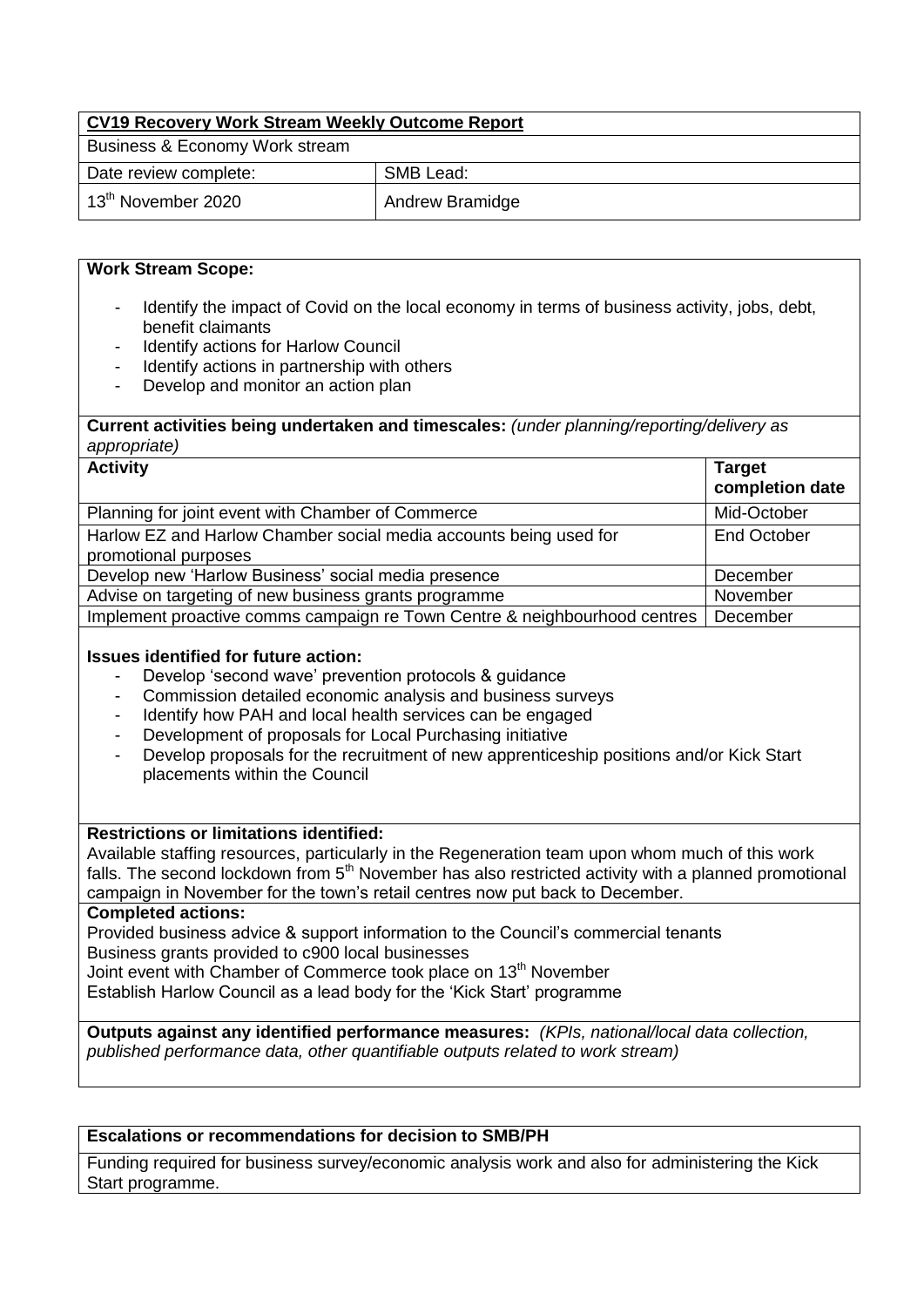| **CV19 Recovery Work Stream Weekly Outcome Report** | |
|---|---|
| Business & Economy Work stream | |
| Date review complete: | SMB Lead: |
| 13th November 2020 | Andrew Bramidge |

**Work Stream Scope:**

- Identify the impact of Covid on the local economy in terms of business activity, jobs, debt, benefit claimants
- Identify actions for Harlow Council
- Identify actions in partnership with others
- Develop and monitor an action plan

**Current activities being undertaken and timescales:** *(under planning/reporting/delivery as appropriate)*

| **Activity** | **Target completion date** |
|---|---|
| Planning for joint event with Chamber of Commerce | Mid-October |
| Harlow EZ and Harlow Chamber social media accounts being used for promotional purposes | End October |
| Develop new 'Harlow Business' social media presence | December |
| Advise on targeting of new business grants programme | November |
| Implement proactive comms campaign re Town Centre & neighbourhood centres | December |

**Issues identified for future action:**

- Develop 'second wave' prevention protocols & guidance
- Commission detailed economic analysis and business surveys
- Identify how PAH and local health services can be engaged
- Development of proposals for Local Purchasing initiative
- Develop proposals for the recruitment of new apprenticeship positions and/or Kick Start placements within the Council

**Restrictions or limitations identified:**

Available staffing resources, particularly in the Regeneration team upon whom much of this work falls. The second lockdown from 5th November has also restricted activity with a planned promotional campaign in November for the town's retail centres now put back to December.

**Completed actions:**

Provided business advice & support information to the Council's commercial tenants
Business grants provided to c900 local businesses
Joint event with Chamber of Commerce took place on 13th November
Establish Harlow Council as a lead body for the 'Kick Start' programme

**Outputs against any identified performance measures:** *(KPIs, national/local data collection, published performance data, other quantifiable outputs related to work stream)*

**Escalations or recommendations for decision to SMB/PH**

Funding required for business survey/economic analysis work and also for administering the Kick Start programme.